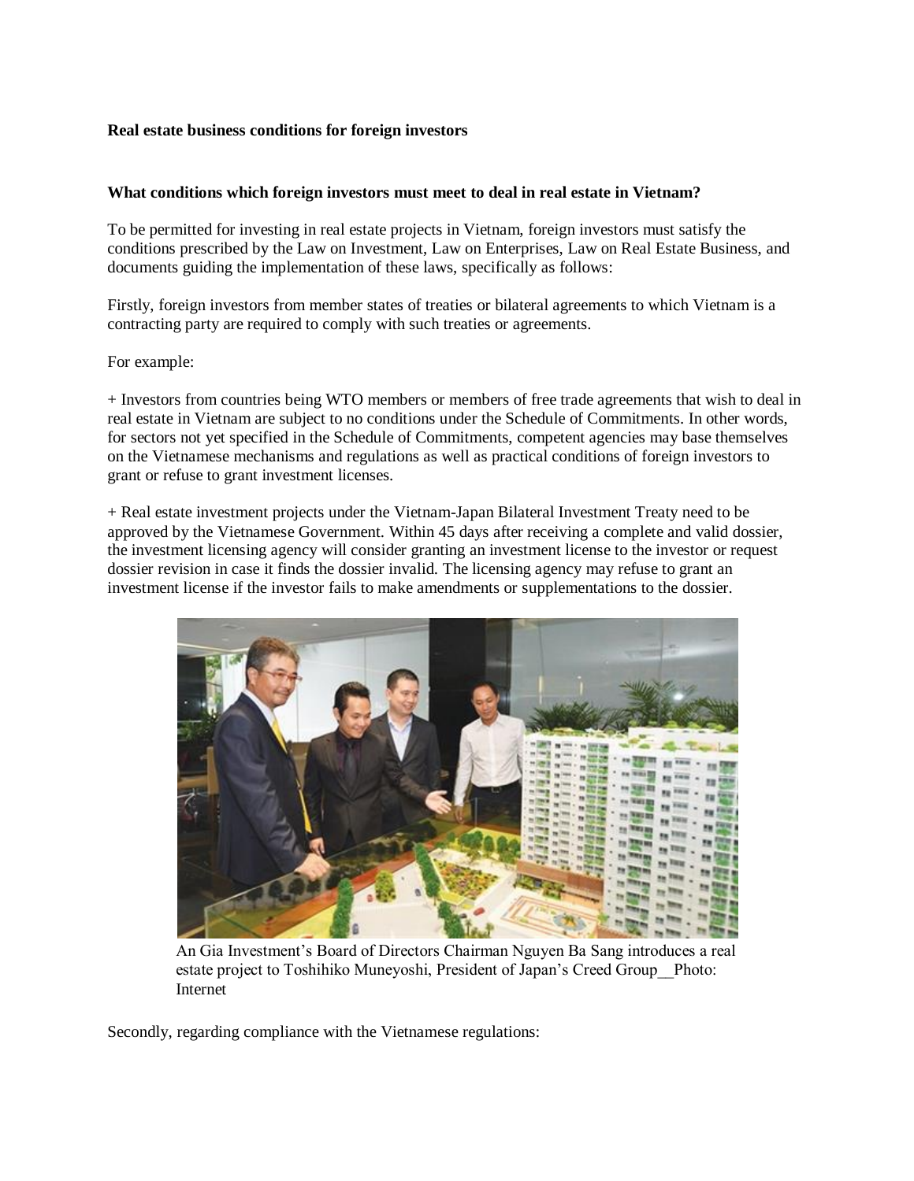**Real estate business conditions for foreign investors**

**What conditions which foreign investors must meet to deal in real estate in Vietnam?**

To be permitted for investing in real estate projects in Vietnam, foreign investors must satisfy the conditions prescribed by the Law on Investment, Law on Enterprises, Law on Real Estate Business, and documents guiding the implementation of these laws, specifically as follows:

Firstly, foreign investors from member states of treaties or bilateral agreements to which Vietnam is a contracting party are required to comply with such treaties or agreements.

For example:

+ Investors from countries being WTO members or members of free trade agreements that wish to deal in real estate in Vietnam are subject to no conditions under the Schedule of Commitments. In other words, for sectors not yet specified in the Schedule of Commitments, competent agencies may base themselves on the Vietnamese mechanisms and regulations as well as practical conditions of foreign investors to grant or refuse to grant investment licenses.

+ Real estate investment projects under the Vietnam-Japan Bilateral Investment Treaty need to be approved by the Vietnamese Government. Within 45 days after receiving a complete and valid dossier, the investment licensing agency will consider granting an investment license to the investor or request dossier revision in case it finds the dossier invalid. The licensing agency may refuse to grant an investment license if the investor fails to make amendments or supplementations to the dossier.

An Gia Investment's Board of Directors Chairman Nguyen Ba Sang introduces a real estate project to Toshihiko Muneyoshi, President of Japan's Creed Group__Photo: Internet

Secondly, regarding compliance with the Vietnamese regulations: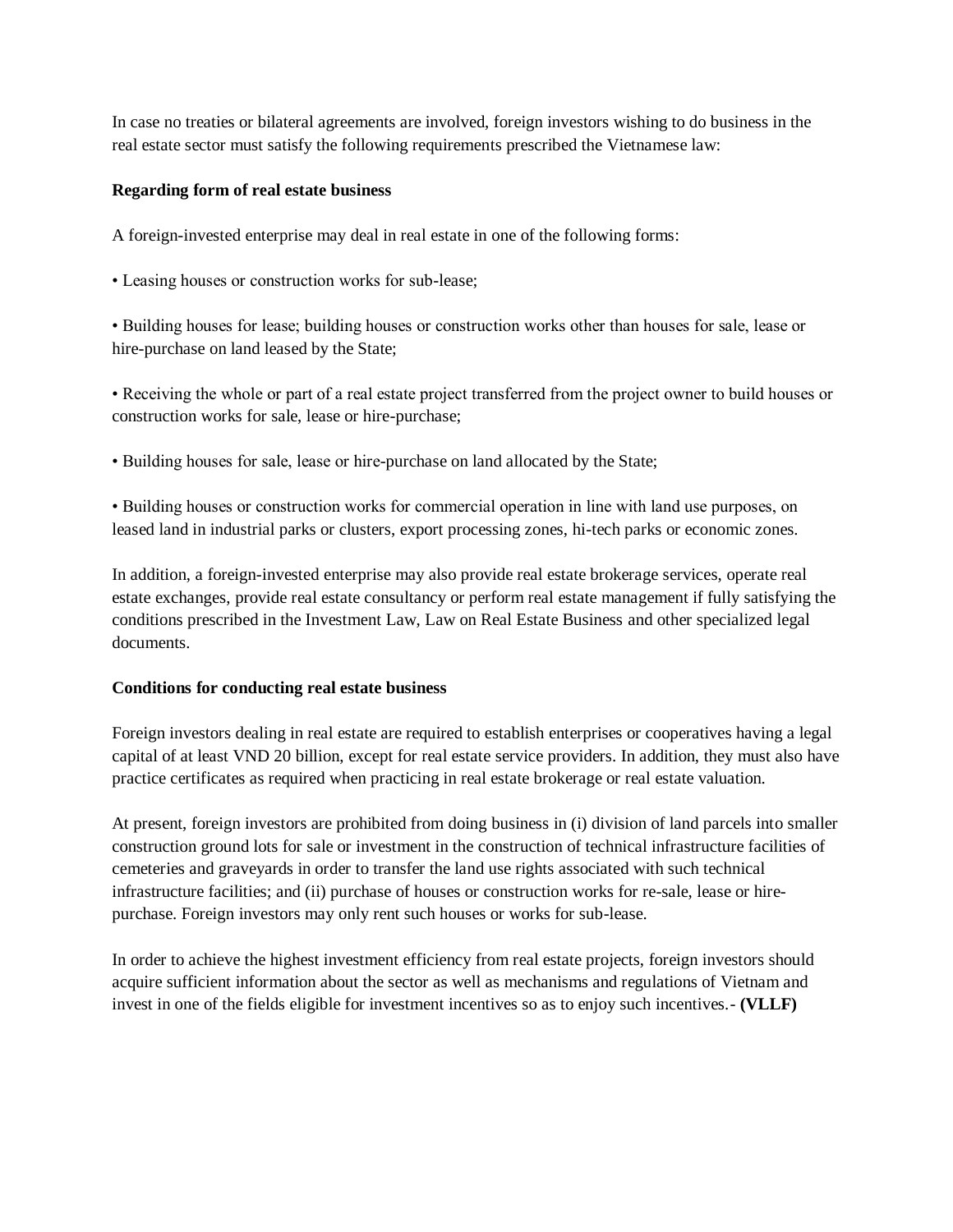In case no treaties or bilateral agreements are involved, foreign investors wishing to do business in the real estate sector must satisfy the following requirements prescribed the Vietnamese law:

**Regarding form of real estate business**

A foreign-invested enterprise may deal in real estate in one of the following forms:

- Leasing houses or construction works for sub-lease;

- Building houses for lease; building houses or construction works other than houses for sale, lease or hire-purchase on land leased by the State;

- Receiving the whole or part of a real estate project transferred from the project owner to build houses or construction works for sale, lease or hire-purchase;

- Building houses for sale, lease or hire-purchase on land allocated by the State;

- Building houses or construction works for commercial operation in line with land use purposes, on leased land in industrial parks or clusters, export processing zones, hi-tech parks or economic zones.

In addition, a foreign-invested enterprise may also provide real estate brokerage services, operate real estate exchanges, provide real estate consultancy or perform real estate management if fully satisfying the conditions prescribed in the Investment Law, Law on Real Estate Business and other specialized legal documents.

**Conditions for conducting real estate business**

Foreign investors dealing in real estate are required to establish enterprises or cooperatives having a legal capital of at least VND 20 billion, except for real estate service providers. In addition, they must also have practice certificates as required when practicing in real estate brokerage or real estate valuation.

At present, foreign investors are prohibited from doing business in (i) division of land parcels into smaller construction ground lots for sale or investment in the construction of technical infrastructure facilities of cemeteries and graveyards in order to transfer the land use rights associated with such technical infrastructure facilities; and (ii) purchase of houses or construction works for re-sale, lease or hire-purchase. Foreign investors may only rent such houses or works for sub-lease.

In order to achieve the highest investment efficiency from real estate projects, foreign investors should acquire sufficient information about the sector as well as mechanisms and regulations of Vietnam and invest in one of the fields eligible for investment incentives so as to enjoy such incentives.- **(VLLF)**